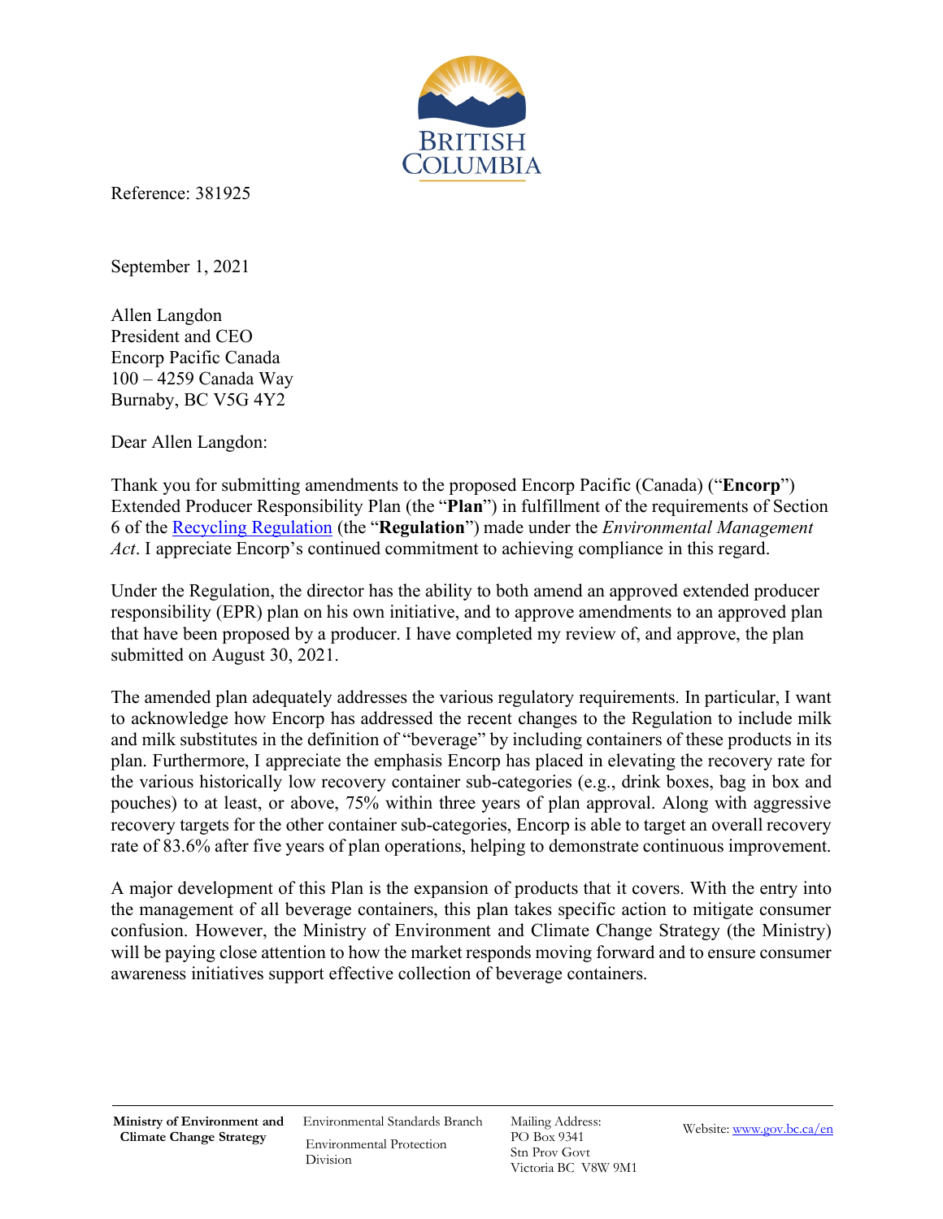Reference: 381925

September 1, 2021

Allen Langdon  
President and CEO  
Encorp Pacific Canada  
100 – 4259 Canada Way  
Burnaby, BC V5G 4Y2

Dear Allen Langdon:

Thank you for submitting amendments to the proposed Encorp Pacific (Canada) ("**Encorp**") Extended Producer Responsibility Plan (the "**Plan**") in fulfillment of the requirements of Section 6 of the [Recycling Regulation](https://www.bclaws.gov.bc.ca/civix/document/id/complete/statreg/449_2004) (the "**Regulation**") made under the *Environmental Management Act*. I appreciate Encorp's continued commitment to achieving compliance in this regard.

Under the Regulation, the director has the ability to both amend an approved extended producer responsibility (EPR) plan on his own initiative, and to approve amendments to an approved plan that have been proposed by a producer. I have completed my review of, and approve, the plan submitted on August 30, 2021.

The amended plan adequately addresses the various regulatory requirements. In particular, I want to acknowledge how Encorp has addressed the recent changes to the Regulation to include milk and milk substitutes in the definition of "beverage" by including containers of these products in its plan. Furthermore, I appreciate the emphasis Encorp has placed in elevating the recovery rate for the various historically low recovery container sub-categories (e.g., drink boxes, bag in box and pouches) to at least, or above, 75% within three years of plan approval. Along with aggressive recovery targets for the other container sub-categories, Encorp is able to target an overall recovery rate of 83.6% after five years of plan operations, helping to demonstrate continuous improvement.

A major development of this Plan is the expansion of products that it covers. With the entry into the management of all beverage containers, this plan takes specific action to mitigate consumer confusion. However, the Ministry of Environment and Climate Change Strategy (the Ministry) will be paying close attention to how the market responds moving forward and to ensure consumer awareness initiatives support effective collection of beverage containers.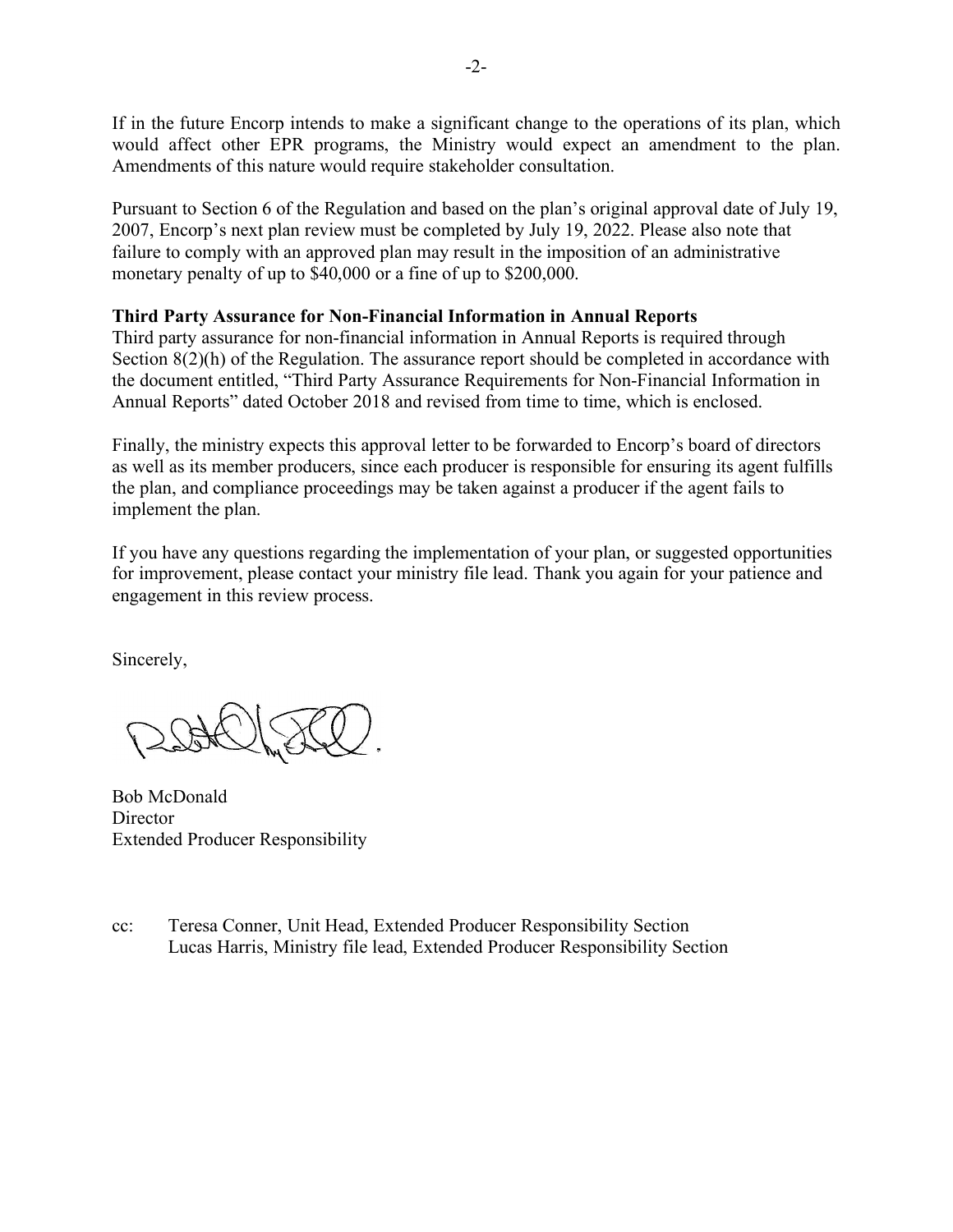If in the future Encorp intends to make a significant change to the operations of its plan, which would affect other EPR programs, the Ministry would expect an amendment to the plan. Amendments of this nature would require stakeholder consultation.

Pursuant to Section 6 of the Regulation and based on the plan's original approval date of July 19, 2007, Encorp's next plan review must be completed by July 19, 2022. Please also note that failure to comply with an approved plan may result in the imposition of an administrative monetary penalty of up to $40,000 or a fine of up to $200,000.

**Third Party Assurance for Non-Financial Information in Annual Reports**

Third party assurance for non-financial information in Annual Reports is required through Section 8(2)(h) of the Regulation. The assurance report should be completed in accordance with the document entitled, "Third Party Assurance Requirements for Non-Financial Information in Annual Reports" dated October 2018 and revised from time to time, which is enclosed.

Finally, the ministry expects this approval letter to be forwarded to Encorp's board of directors as well as its member producers, since each producer is responsible for ensuring its agent fulfills the plan, and compliance proceedings may be taken against a producer if the agent fails to implement the plan.

If you have any questions regarding the implementation of your plan, or suggested opportunities for improvement, please contact your ministry file lead. Thank you again for your patience and engagement in this review process.

Sincerely,

Bob McDonald
Director
Extended Producer Responsibility

cc: Teresa Conner, Unit Head, Extended Producer Responsibility Section
Lucas Harris, Ministry file lead, Extended Producer Responsibility Section